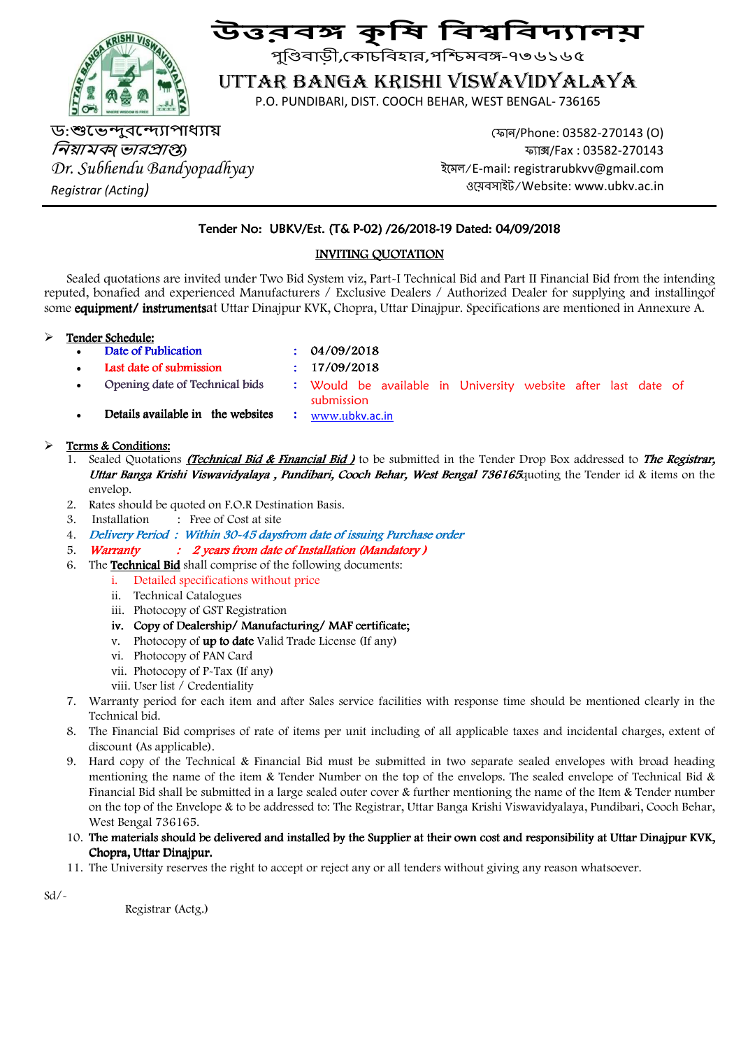# উত্তরবঙ্গ কৃষি বিশ্ববিদ্যালয়

পুণ্ডিবাড়ী,কোচবিহার,পশ্চিমবঙ্গ-৭৩৬১৬৫

## UTTAR BANGA KRISHI VISWAVIDYALAYA

P.O. PUNDIBARI, DIST. COOCH BEHAR, WEST BENGAL- 736165

ড:শুভেন্দুবন্দ্যোপাধ্যায়
*নিয়ামক(ভারপ্রাপ্ত)*
*Dr. Subhendu Bandyopadhyay*
*Registrar (Acting)*

ফোন/Phone: 03582-270143 (O)
ফ্যাক্স/Fax : 03582-270143
ইমেল/E-mail: registrarubkvv@gmail.com
ওয়েবসাইট/Website: www.ubkv.ac.in

---

Tender No: UBKV/Est. (T& P-02) /26/2018-19 Dated: 04/09/2018

**INVITING QUOTATION**

Sealed quotations are invited under Two Bid System viz, Part-I Technical Bid and Part II Financial Bid from the intending reputed, bonafied and experienced Manufacturers / Exclusive Dealers / Authorized Dealer for supplying and installingof some **equipment/ instruments**at Uttar Dinajpur KVK, Chopra, Uttar Dinajpur. Specifications are mentioned in Annexure A.

- **Tender Schedule:**
  - Date of Publication : 04/09/2018
  - Last date of submission : 17/09/2018
  - Opening date of Technical bids : Would be available in University website after last date of submission
  - **Details available in the websites** : www.ubkv.ac.in

- **Terms & Conditions:**
  1. Sealed Quotations ***(Technical Bid & Financial Bid )*** to be submitted in the Tender Drop Box addressed to ***The Registrar, Uttar Banga Krishi Viswavidyalaya , Pundibari, Cooch Behar, West Bengal 736165***quoting the Tender id & items on the envelop.
  2. Rates should be quoted on F.O.R Destination Basis.
  3. Installation : Free of Cost at site
  4. *Delivery Period : Within 30-45 daysfrom date of issuing Purchase order*
  5. *Warranty : 2 years from date of Installation (Mandatory )*
  6. The **Technical Bid** shall comprise of the following documents:
     1. Detailed specifications without price
     2. Technical Catalogues
     3. Photocopy of GST Registration
     4. **Copy of Dealership/ Manufacturing/ MAF certificate;**
     5. Photocopy of **up to date** Valid Trade License (If any)
     6. Photocopy of PAN Card
     7. Photocopy of P-Tax (If any)
     8. User list / Credentiality
  7. Warranty period for each item and after Sales service facilities with response time should be mentioned clearly in the Technical bid.
  8. The Financial Bid comprises of rate of items per unit including of all applicable taxes and incidental charges, extent of discount (As applicable).
  9. Hard copy of the Technical & Financial Bid must be submitted in two separate sealed envelopes with broad heading mentioning the name of the item & Tender Number on the top of the envelops. The sealed envelope of Technical Bid & Financial Bid shall be submitted in a large sealed outer cover & further mentioning the name of the Item & Tender number on the top of the Envelope & to be addressed to: The Registrar, Uttar Banga Krishi Viswavidyalaya, Pundibari, Cooch Behar, West Bengal 736165.
  10. **The materials should be delivered and installed by the Supplier at their own cost and responsibility at Uttar Dinajpur KVK, Chopra, Uttar Dinajpur.**
  11. The University reserves the right to accept or reject any or all tenders without giving any reason whatsoever.

Sd/-

Registrar (Actg.)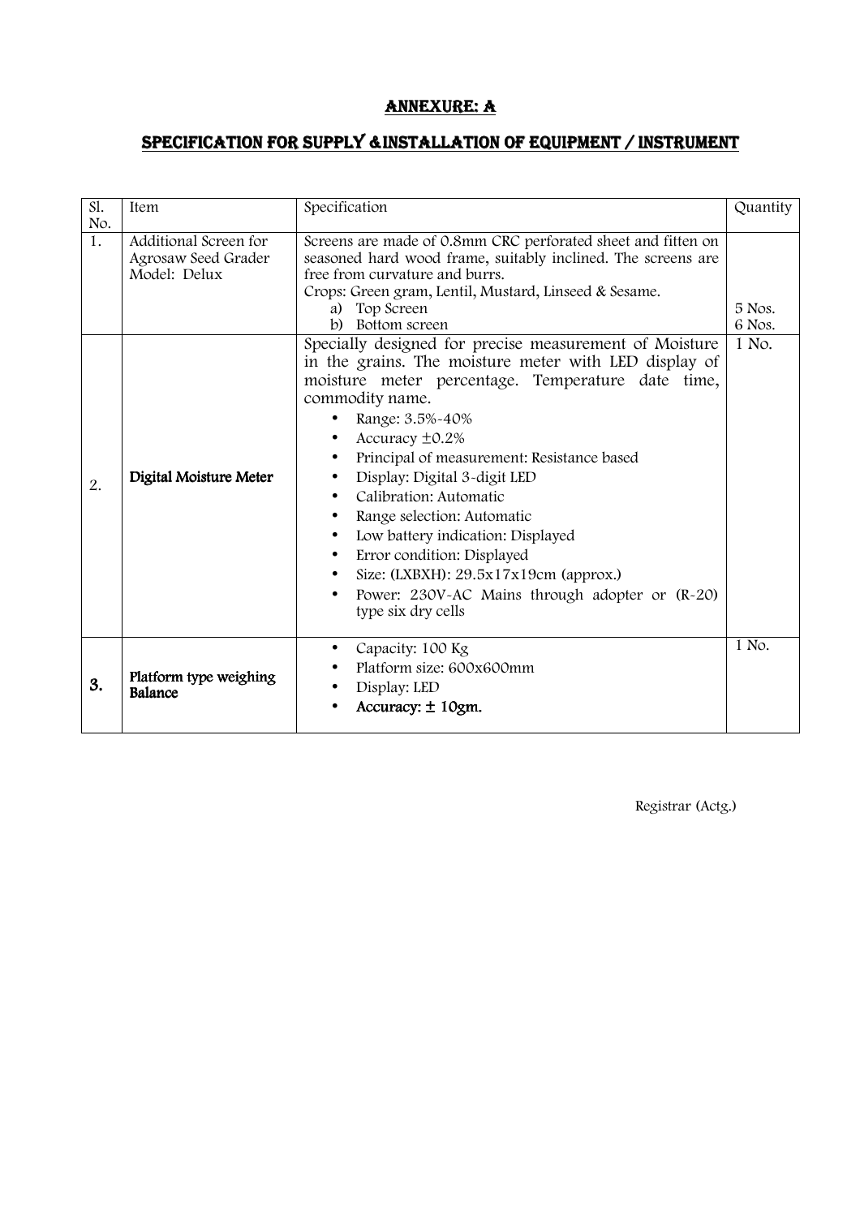# ANNEXURE: A

## SPECIFICATION FOR SUPPLY & INSTALLATION OF EQUIPMENT / INSTRUMENT

| Sl. No. | Item | Specification | Quantity |
|---|---|---|---|
| 1. | Additional Screen for Agrosaw Seed Grader Model: Delux | Screens are made of 0.8mm CRC perforated sheet and fitten on seasoned hard wood frame, suitably inclined. The screens are free from curvature and burrs.<br>Crops: Green gram, Lentil, Mustard, Linseed & Sesame.<br>a) Top Screen<br>b) Bottom screen | <br><br><br>5 Nos.<br>6 Nos. |
| 2. | **Digital Moisture Meter** | Specially designed for precise measurement of Moisture in the grains. The moisture meter with LED display of moisture meter percentage. Temperature date time, commodity name.<br>• Range: 3.5%-40%<br>• Accuracy ±0.2%<br>• Principal of measurement: Resistance based<br>• Display: Digital 3-digit LED<br>• Calibration: Automatic<br>• Range selection: Automatic<br>• Low battery indication: Displayed<br>• Error condition: Displayed<br>• Size: (LXBXH): 29.5x17x19cm (approx.)<br>• Power: 230V-AC Mains through adopter or (R-20) type six dry cells | 1 No. |
| **3.** | **Platform type weighing Balance** | • Capacity: 100 Kg<br>• Platform size: 600x600mm<br>• Display: LED<br>• **Accuracy: ± 10gm.** | 1 No. |

Registrar (Actg.)